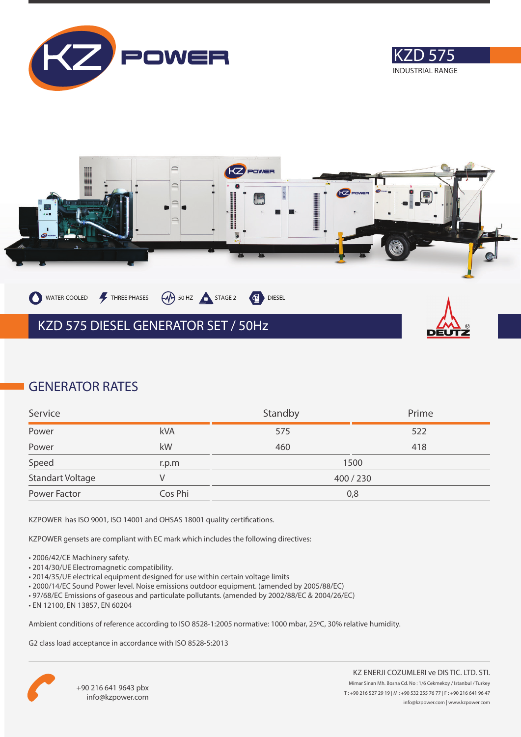KZ POWER

# KZD 575

INDUSTRIAL RANGE

WATER-COOLED · THREE PHASES · 50 HZ · STAGE 2 · DIESEL

## KZD 575 DIESEL GENERATOR SET / 50Hz

DEUTZ

## GENERATOR RATES

| Service | | Standby | Prime |
|---|---|---|---|
| Power | kVA | 575 | 522 |
| Power | kW | 460 | 418 |
| Speed | r.p.m | 1500 | |
| Standart Voltage | V | 400 / 230 | |
| Power Factor | Cos Phi | 0,8 | |

KZPOWER has ISO 9001, ISO 14001 and OHSAS 18001 quality certifications.

KZPOWER gensets are compliant with EC mark which includes the following directives:

- 2006/42/CE Machinery safety.
- 2014/30/UE Electromagnetic compatibility.
- 2014/35/UE electrical equipment designed for use within certain voltage limits
- 2000/14/EC Sound Power level. Noise emissions outdoor equipment. (amended by 2005/88/EC)
- 97/68/EC Emissions of gaseous and particulate pollutants. (amended by 2002/88/EC & 2004/26/EC)
- EN 12100, EN 13857, EN 60204

Ambient conditions of reference according to ISO 8528-1:2005 normative: 1000 mbar, 25ºC, 30% relative humidity.

G2 class load acceptance in accordance with ISO 8528-5:2013

+90 216 641 9643 pbx
info@kzpower.com

KZ ENERJI COZUMLERI ve DIS TIC. LTD. STI.
Mimar Sinan Mh. Bosna Cd. No : 1/6 Cekmekoy / Istanbul / Turkey
T : +90 216 527 29 19 | M : +90 532 255 76 77 | F : +90 216 641 96 47
info@kzpower.com | www.kzpower.com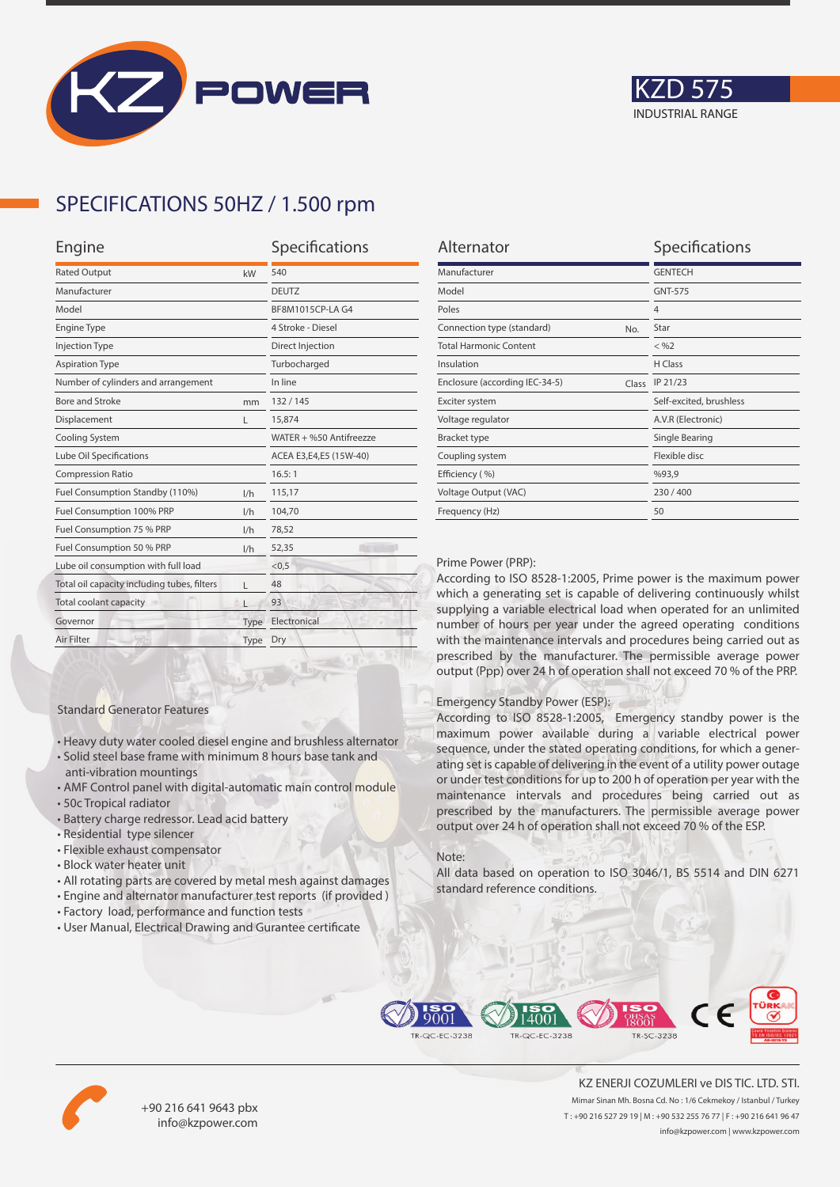KZ POWER

# KZD 575

INDUSTRIAL RANGE

## SPECIFICATIONS 50HZ / 1.500 rpm

| Engine | | Specifications |
|---|---|---|
| Rated Output | kW | 540 |
| Manufacturer | | DEUTZ |
| Model | | BF8M1015CP-LA G4 |
| Engine Type | | 4 Stroke - Diesel |
| Injection Type | | Direct Injection |
| Aspiration Type | | Turbocharged |
| Number of cylinders and arrangement | | In line |
| Bore and Stroke | mm | 132 / 145 |
| Displacement | L | 15,874 |
| Cooling System | | WATER + %50 Antifreezze |
| Lube Oil Specifications | | ACEA E3,E4,E5 (15W-40) |
| Compression Ratio | | 16.5: 1 |
| Fuel Consumption Standby (110%) | l/h | 115,17 |
| Fuel Consumption 100% PRP | l/h | 104,70 |
| Fuel Consumption 75 % PRP | l/h | 78,52 |
| Fuel Consumption 50 % PRP | l/h | 52,35 |
| Lube oil consumption with full load | | <0,5 |
| Total oil capacity including tubes, filters | L | 48 |
| Total coolant capacity | L | 93 |
| Governor | Type | Electronical |
| Air Filter | Type | Dry |

| Alternator | | Specifications |
|---|---|---|
| Manufacturer | | GENTECH |
| Model | | GNT-575 |
| Poles | | 4 |
| Connection type (standard) | No. | Star |
| Total Harmonic Content | | < %2 |
| Insulation | | H Class |
| Enclosure (according IEC-34-5) | Class | IP 21/23 |
| Exciter system | | Self-excited, brushless |
| Voltage regulator | | A.V.R (Electronic) |
| Bracket type | | Single Bearing |
| Coupling system | | Flexible disc |
| Efficiency ( %) | | %93,9 |
| Voltage Output (VAC) | | 230 / 400 |
| Frequency (Hz) | | 50 |

Prime Power (PRP):
According to ISO 8528-1:2005, Prime power is the maximum power which a generating set is capable of delivering continuously whilst supplying a variable electrical load when operated for an unlimited number of hours per year under the agreed operating conditions with the maintenance intervals and procedures being carried out as prescribed by the manufacturer. The permissible average power output (Ppp) over 24 h of operation shall not exceed 70 % of the PRP.

Emergency Standby Power (ESP):
According to ISO 8528-1:2005, Emergency standby power is the maximum power available during a variable electrical power sequence, under the stated operating conditions, for which a generating set is capable of delivering in the event of a utility power outage or under test conditions for up to 200 h of operation per year with the maintenance intervals and procedures being carried out as prescribed by the manufacturers. The permissible average power output over 24 h of operation shall not exceed 70 % of the ESP.

Note:
All data based on operation to ISO 3046/1, BS 5514 and DIN 6271 standard reference conditions.

Standard Generator Features

- Heavy duty water cooled diesel engine and brushless alternator
- Solid steel base frame with minimum 8 hours base tank and anti-vibration mountings
- AMF Control panel with digital-automatic main control module
- 50c Tropical radiator
- Battery charge redressor. Lead acid battery
- Residential type silencer
- Flexible exhaust compensator
- Block water heater unit
- All rotating parts are covered by metal mesh against damages
- Engine and alternator manufacturer test reports (if provided )
- Factory load, performance and function tests
- User Manual, Electrical Drawing and Gurantee certificate

ISO 9001 TR-QC-EC-3238 | ISO 14001 TR-QC-EC-3238 | ISO OHSAS 18001 TR-SC-3238 | CE | TÜRKAK

+90 216 641 9643 pbx
info@kzpower.com

KZ ENERJI COZUMLERI ve DIS TIC. LTD. STI.
Mimar Sinan Mh. Bosna Cd. No : 1/6 Cekmekoy / Istanbul / Turkey
T : +90 216 527 29 19 | M : +90 532 255 76 77 | F : +90 216 641 96 47
info@kzpower.com | www.kzpower.com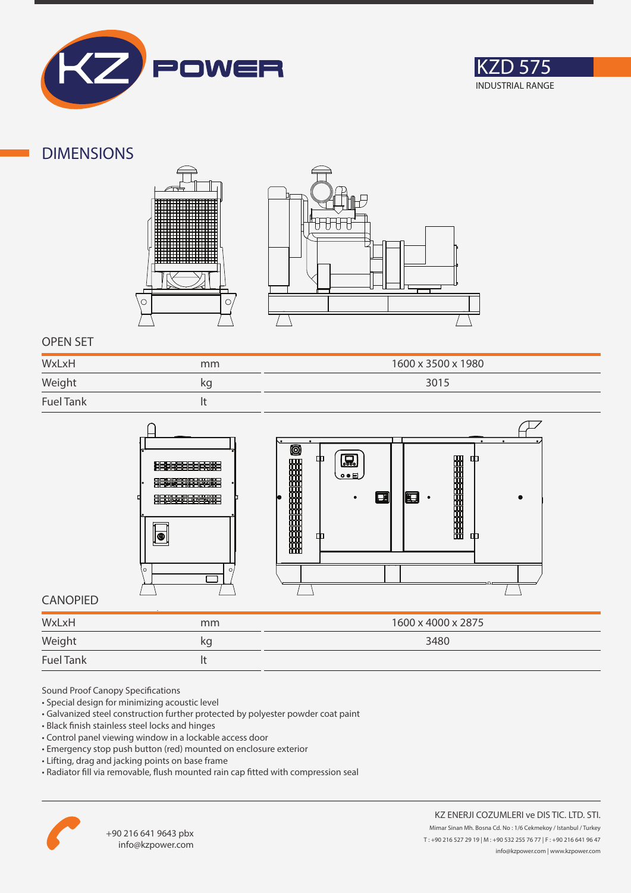KZD 575

INDUSTRIAL RANGE

## DIMENSIONS

### OPEN SET

| | | |
|---|---|---|
| WxLxH | mm | 1600 x 3500 x 1980 |
| Weight | kg | 3015 |
| Fuel Tank | lt | |

### CANOPIED

| | | |
|---|---|---|
| WxLxH | mm | 1600 x 4000 x 2875 |
| Weight | kg | 3480 |
| Fuel Tank | lt | |

Sound Proof Canopy Specifications

- Special design for minimizing acoustic level
- Galvanized steel construction further protected by polyester powder coat paint
- Black finish stainless steel locks and hinges
- Control panel viewing window in a lockable access door
- Emergency stop push button (red) mounted on enclosure exterior
- Lifting, drag and jacking points on base frame
- Radiator fill via removable, flush mounted rain cap fitted with compression seal

+90 216 641 9643 pbx
info@kzpower.com

KZ ENERJI COZUMLERI ve DIS TIC. LTD. STI.
Mimar Sinan Mh. Bosna Cd. No : 1/6 Cekmekoy / Istanbul / Turkey
T : +90 216 527 29 19 | M : +90 532 255 76 77 | F : +90 216 641 96 47
info@kzpower.com | www.kzpower.com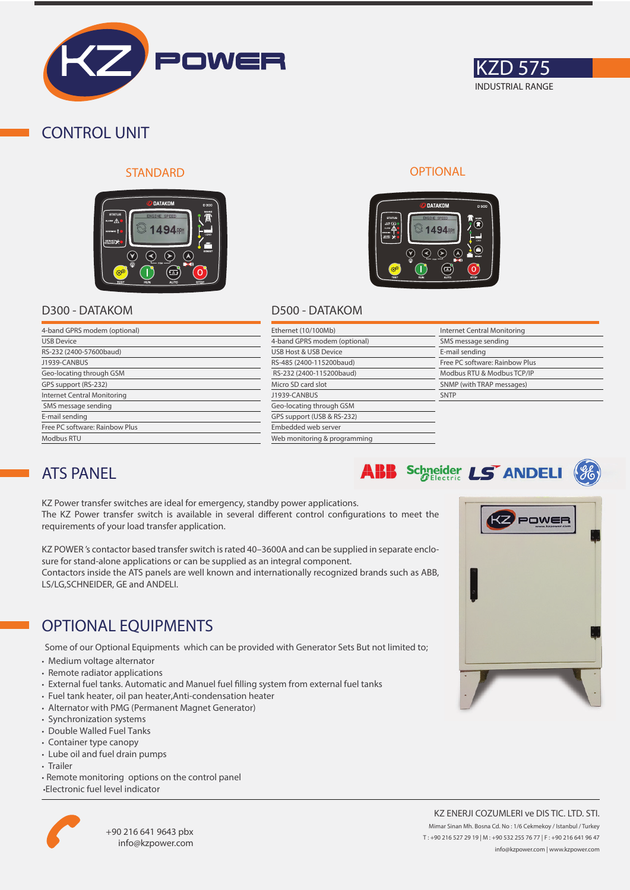KZD 575

INDUSTRIAL RANGE

# CONTROL UNIT

## STANDARD

### D300 - DATAKOM

| |
|---|
| 4-band GPRS modem (optional) |
| USB Device |
| RS-232 (2400-57600baud) |
| J1939-CANBUS |
| Geo-locating through GSM |
| GPS support (RS-232) |
| Internet Central Monitoring |
| SMS message sending |
| E-mail sending |
| Free PC software: Rainbow Plus |
| Modbus RTU |

## OPTIONAL

### D500 - DATAKOM

| | |
|---|---|
| Ethernet (10/100Mb) | Internet Central Monitoring |
| 4-band GPRS modem (optional) | SMS message sending |
| USB Host & USB Device | E-mail sending |
| RS-485 (2400-115200baud) | Free PC software: Rainbow Plus |
| RS-232 (2400-115200baud) | Modbus RTU & Modbus TCP/IP |
| Micro SD card slot | SNMP (with TRAP messages) |
| J1939-CANBUS | SNTP |
| Geo-locating through GSM | |
| GPS support (USB & RS-232) | |
| Embedded web server | |
| Web monitoring & programming | |

# ATS PANEL

KZ Power transfer switches are ideal for emergency, standby power applications.
The KZ Power transfer switch is available in several different control configurations to meet the requirements of your load transfer application.

KZ POWER 's contactor based transfer switch is rated 40–3600A and can be supplied in separate enclosure for stand-alone applications or can be supplied as an integral component.
Contactors inside the ATS panels are well known and internationally recognized brands such as ABB, LS/LG,SCHNEIDER, GE and ANDELI.

# OPTIONAL EQUIPMENTS

Some of our Optional Equipments which can be provided with Generator Sets But not limited to;

- Medium voltage alternator
- Remote radiator applications
- External fuel tanks. Automatic and Manuel fuel filling system from external fuel tanks
- Fuel tank heater, oil pan heater,Anti-condensation heater
- Alternator with PMG (Permanent Magnet Generator)
- Synchronization systems
- Double Walled Fuel Tanks
- Container type canopy
- Lube oil and fuel drain pumps
- Trailer
- Remote monitoring options on the control panel
- Electronic fuel level indicator

+90 216 641 9643 pbx
info@kzpower.com

KZ ENERJI COZUMLERI ve DIS TIC. LTD. STI.
Mimar Sinan Mh. Bosna Cd. No : 1/6 Cekmekoy / Istanbul / Turkey
T : +90 216 527 29 19 | M : +90 532 255 76 77 | F : +90 216 641 96 47
info@kzpower.com | www.kzpower.com